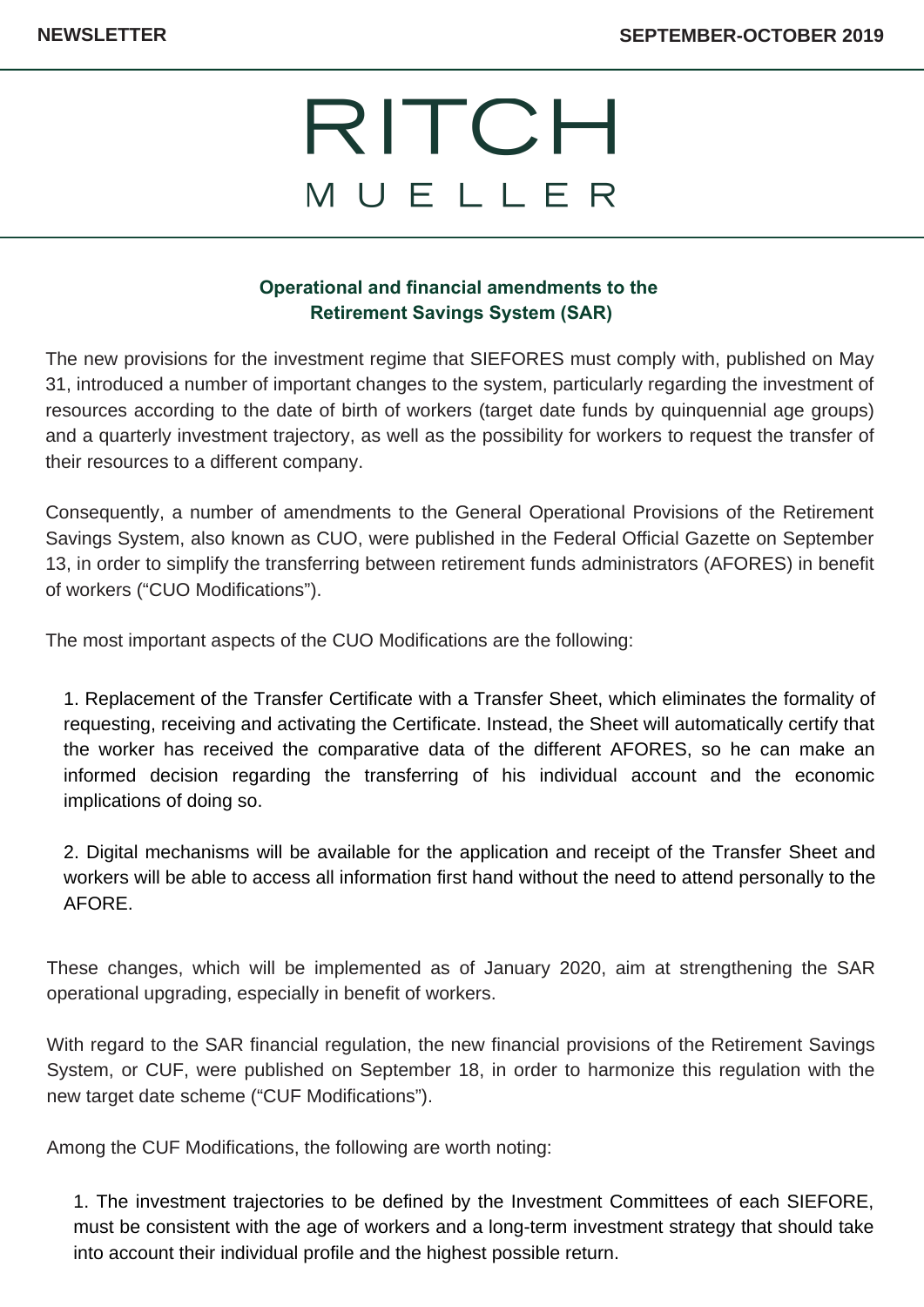NEWSLETTER

SEPTEMBER-OCTOBER 2019

# RITCH MUELLER

## Operational and financial amendments to the Retirement Savings System (SAR)

The new provisions for the investment regime that SIEFORES must comply with, published on May 31, introduced a number of important changes to the system, particularly regarding the investment of resources according to the date of birth of workers (target date funds by quinquennial age groups) and a quarterly investment trajectory, as well as the possibility for workers to request the transfer of their resources to a different company.

Consequently, a number of amendments to the General Operational Provisions of the Retirement Savings System, also known as CUO, were published in the Federal Official Gazette on September 13, in order to simplify the transferring between retirement funds administrators (AFORES) in benefit of workers ("CUO Modifications").

The most important aspects of the CUO Modifications are the following:

1. Replacement of the Transfer Certificate with a Transfer Sheet, which eliminates the formality of requesting, receiving and activating the Certificate. Instead, the Sheet will automatically certify that the worker has received the comparative data of the different AFORES, so he can make an informed decision regarding the transferring of his individual account and the economic implications of doing so.

2. Digital mechanisms will be available for the application and receipt of the Transfer Sheet and workers will be able to access all information first hand without the need to attend personally to the AFORE.

These changes, which will be implemented as of January 2020, aim at strengthening the SAR operational upgrading, especially in benefit of workers.

With regard to the SAR financial regulation, the new financial provisions of the Retirement Savings System, or CUF, were published on September 18, in order to harmonize this regulation with the new target date scheme ("CUF Modifications").

Among the CUF Modifications, the following are worth noting:

1. The investment trajectories to be defined by the Investment Committees of each SIEFORE, must be consistent with the age of workers and a long-term investment strategy that should take into account their individual profile and the highest possible return.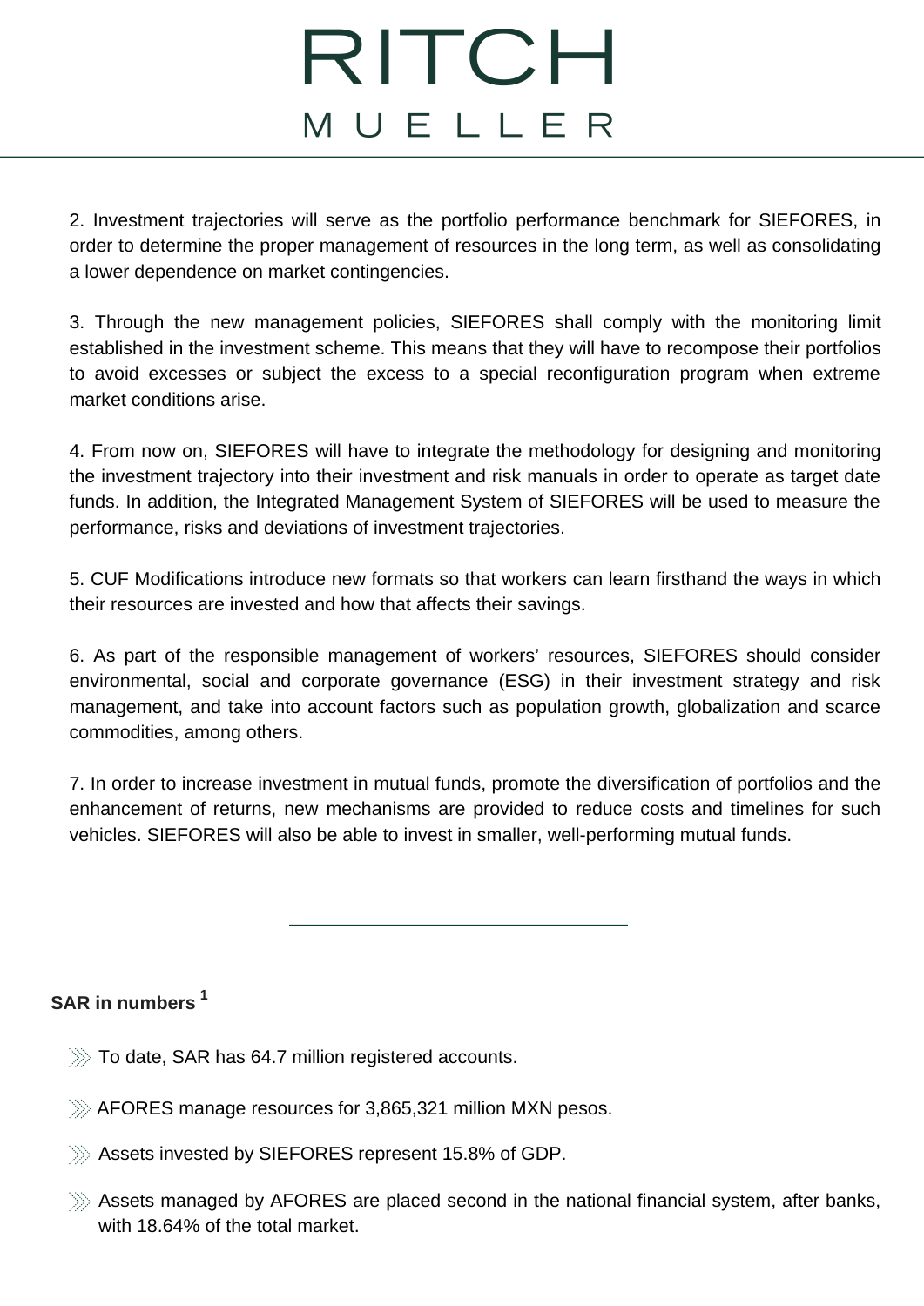2. Investment trajectories will serve as the portfolio performance benchmark for SIEFORES, in order to determine the proper management of resources in the long term, as well as consolidating a lower dependence on market contingencies.

3. Through the new management policies, SIEFORES shall comply with the monitoring limit established in the investment scheme. This means that they will have to recompose their portfolios to avoid excesses or subject the excess to a special reconfiguration program when extreme market conditions arise.

4. From now on, SIEFORES will have to integrate the methodology for designing and monitoring the investment trajectory into their investment and risk manuals in order to operate as target date funds. In addition, the Integrated Management System of SIEFORES will be used to measure the performance, risks and deviations of investment trajectories.

5. CUF Modifications introduce new formats so that workers can learn firsthand the ways in which their resources are invested and how that affects their savings.

6. As part of the responsible management of workers' resources, SIEFORES should consider environmental, social and corporate governance (ESG) in their investment strategy and risk management, and take into account factors such as population growth, globalization and scarce commodities, among others.

7. In order to increase investment in mutual funds, promote the diversification of portfolios and the enhancement of returns, new mechanisms are provided to reduce costs and timelines for such vehicles. SIEFORES will also be able to invest in smaller, well-performing mutual funds.

---

**SAR in numbers [1]**

- To date, SAR has 64.7 million registered accounts.
- AFORES manage resources for 3,865,321 million MXN pesos.
- Assets invested by SIEFORES represent 15.8% of GDP.
- Assets managed by AFORES are placed second in the national financial system, after banks, with 18.64% of the total market.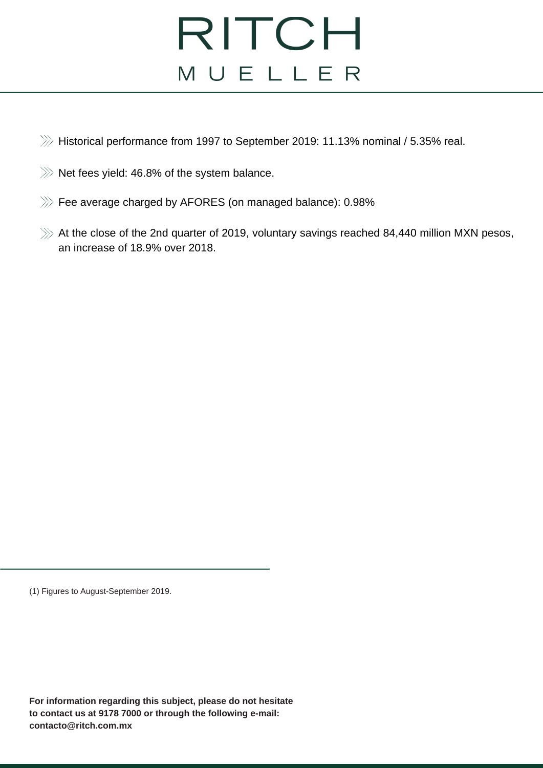- Historical performance from 1997 to September 2019: 11.13% nominal / 5.35% real.
- Net fees yield: 46.8% of the system balance.
- Fee average charged by AFORES (on managed balance): 0.98%
- At the close of the 2nd quarter of 2019, voluntary savings reached 84,440 million MXN pesos, an increase of 18.9% over 2018.

(1) Figures to August-September 2019.

**For information regarding this subject, please do not hesitate to contact us at 9178 7000 or through the following e-mail: contacto@ritch.com.mx**